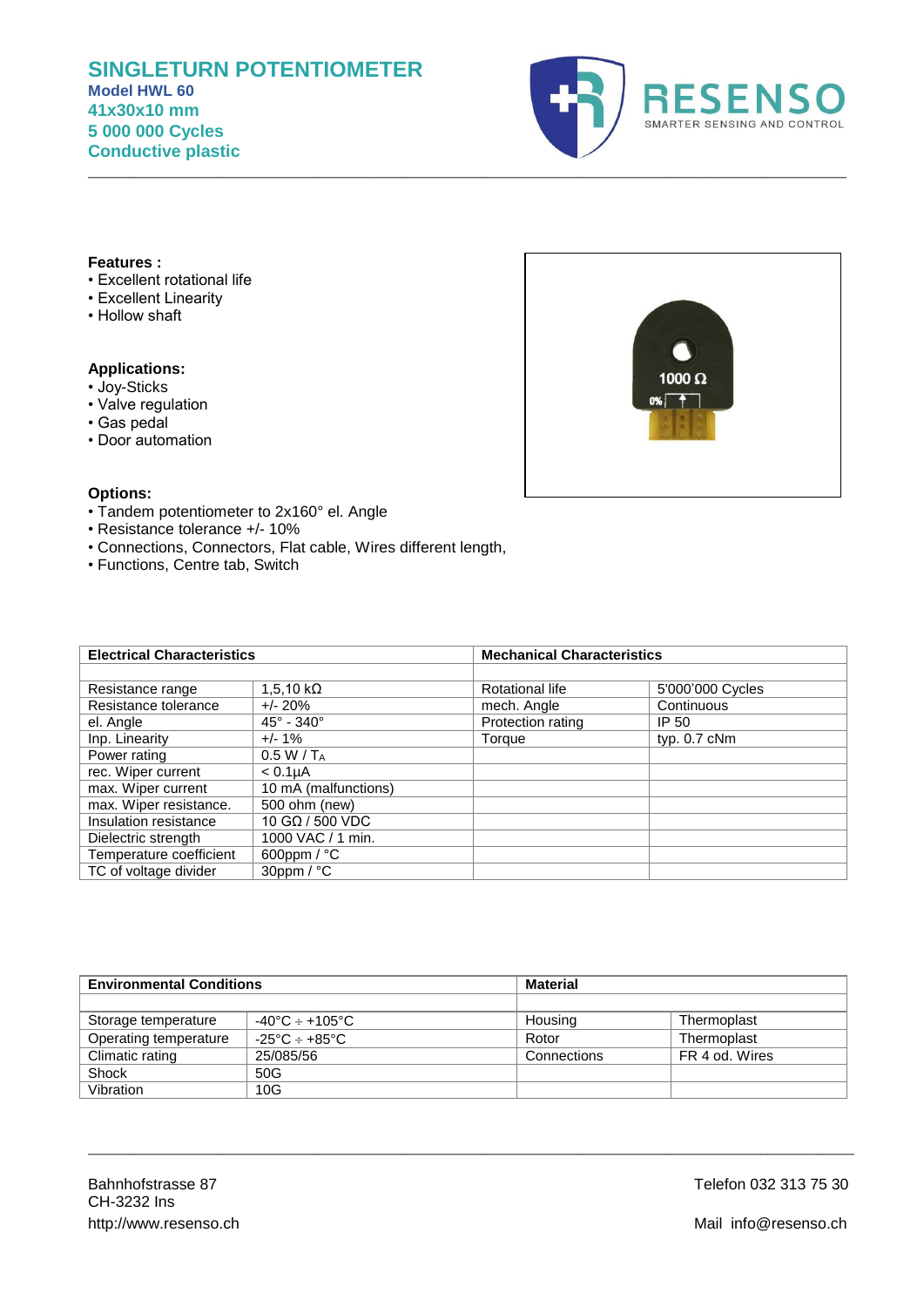# SINGLETURN POTENTIOMETER

**Model HWL 60**
**41x30x10 mm**
**5 000 000 Cycles**
**Conductive plastic**

RESENSO
SMARTER SENSING AND CONTROL

**Features :**

- Excellent rotational life
- Excellent Linearity
- Hollow shaft

**Applications:**

- Joy-Sticks
- Valve regulation
- Gas pedal
- Door automation

**Options:**

- Tandem potentiometer to 2x160° el. Angle
- Resistance tolerance +/- 10%
- Connections, Connectors, Flat cable, Wires different length,
- Functions, Centre tab, Switch

| Electrical Characteristics | | Mechanical Characteristics | |
|---|---|---|---|
| | | | |
| Resistance range | 1,5,10 kΩ | Rotational life | 5'000'000 Cycles |
| Resistance tolerance | +/- 20% | mech. Angle | Continuous |
| el. Angle | 45° - 340° | Protection rating | IP 50 |
| Inp. Linearity | +/- 1% | Torque | typ. 0.7 cNm |
| Power rating | 0.5 W / $T_A$ | | |
| rec. Wiper current | < 0.1µA | | |
| max. Wiper current | 10 mA (malfunctions) | | |
| max. Wiper resistance. | 500 ohm (new) | | |
| Insulation resistance | 10 GΩ / 500 VDC | | |
| Dielectric strength | 1000 VAC / 1 min. | | |
| Temperature coefficient | 600ppm / °C | | |
| TC of voltage divider | 30ppm / °C | | |

| Environmental Conditions | | Material | |
|---|---|---|---|
| | | | |
| Storage temperature | -40°C ÷ +105°C | Housing | Thermoplast |
| Operating temperature | -25°C ÷ +85°C | Rotor | Thermoplast |
| Climatic rating | 25/085/56 | Connections | FR 4 od. Wires |
| Shock | 50G | | |
| Vibration | 10G | | |

Bahnhofstrasse 87
CH-3232 Ins
http://www.resenso.ch

Telefon 032 313 75 30

Mail info@resenso.ch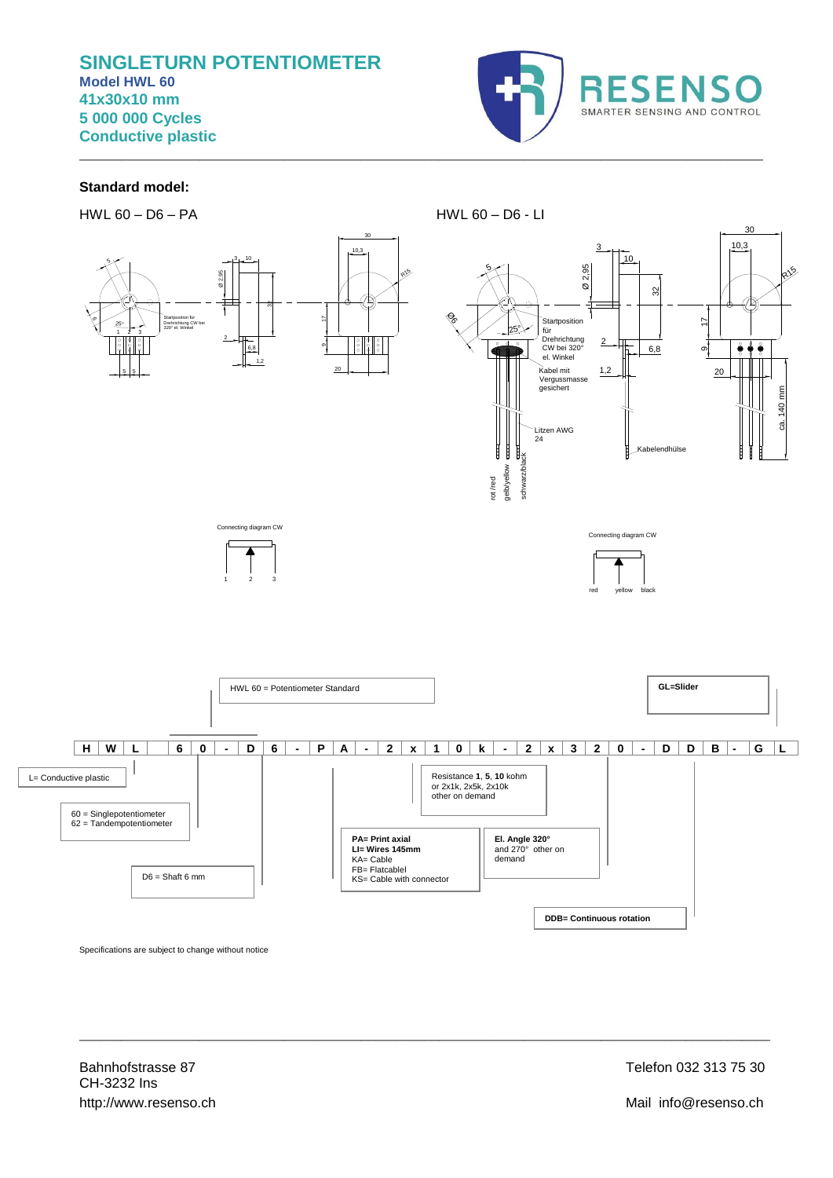# SINGLETURN POTENTIOMETER

**Model HWL 60**
**41x30x10 mm**
**5 000 000 Cycles**
**Conductive plastic**

RESENSO
SMARTER SENSING AND CONTROL

## Standard model:

HWL 60 – D6 – PA

HWL 60 – D6 - LI

5
6
25°
1 2 3
5 5
Startposition für Drehrichtung CW bei 320° el. Winkel
3 10
Ø 2,95
32
2
6,8
1,2
30
10,3
R15
17
9
20

5
Ø6
25°
Startposition für Drehrichtung CW bei 320° el. Winkel
Kabel mit Vergussmasse gesichert
Litzen AWG 24
rot /red
gelb/yellow
schwarz/black
3
10
Ø 2,95
32
2
6,8
1,2
Kabelendhülse
30
10,3
R15
17
9
20
ca. 140 mm

Connecting diagram CW

1 2 3

Connecting diagram CW

red yellow black

| H | W | L | | 6 | 0 | - | D | 6 | - | P | A | - | 2 | x | 1 | 0 | k | - | 2 | x | 3 | 2 | 0 | - | D | D | B | - | G | L |
|---|---|---|---|---|---|---|---|---|---|---|---|---|---|---|---|---|---|---|---|---|---|---|---|---|---|---|---|---|---|---|

HWL 60 = Potentiometer Standard

**GL=Slider**

L= Conductive plastic

60 = Singlepotentiometer
62 = Tandempotentiometer

D6 = Shaft 6 mm

**PA= Print axial**
**LI= Wires 145mm**
KA= Cable
FB= Flatcablel
KS= Cable with connector

Resistance **1**, **5**, **10** kohm
or 2x1k, 2x5k, 2x10k
other on demand

**El. Angle 320°**
and 270° other on demand

**DDB= Continuous rotation**

Specifications are subject to change without notice

Bahnhofstrasse 87
CH-3232 Ins
http://www.resenso.ch

Telefon 032 313 75 30

Mail info@resenso.ch